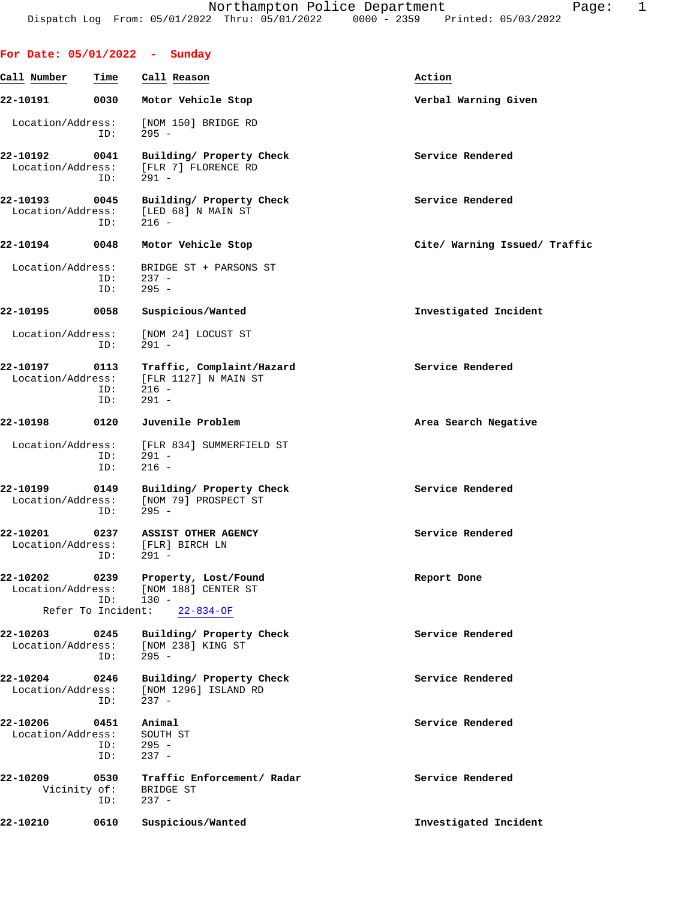Northampton Police Department
Dispatch Log From: 05/01/2022 Thru: 05/01/2022 0000 - 2359 Printed: 05/03/2022

## For Date: 05/01/2022 - Sunday

| Call Number | Time | Call Reason | Action |
|---|---|---|---|
| 22-10191 | 0030 | Motor Vehicle Stop | Verbal Warning Given |

Location/Address: [NOM 150] BRIDGE RD
ID: 295 -

| | | | |
|---|---|---|---|
| 22-10192 | 0041 | Building/ Property Check | Service Rendered |

Location/Address: [FLR 7] FLORENCE RD
ID: 291 -

| | | | |
|---|---|---|---|
| 22-10193 | 0045 | Building/ Property Check | Service Rendered |

Location/Address: [LED 68] N MAIN ST
ID: 216 -

| | | | |
|---|---|---|---|
| 22-10194 | 0048 | Motor Vehicle Stop | Cite/ Warning Issued/ Traffic |

Location/Address: BRIDGE ST + PARSONS ST
ID: 237 -
ID: 295 -

| | | | |
|---|---|---|---|
| 22-10195 | 0058 | Suspicious/Wanted | Investigated Incident |

Location/Address: [NOM 24] LOCUST ST
ID: 291 -

| | | | |
|---|---|---|---|
| 22-10197 | 0113 | Traffic, Complaint/Hazard | Service Rendered |

Location/Address: [FLR 1127] N MAIN ST
ID: 216 -
ID: 291 -

| | | | |
|---|---|---|---|
| 22-10198 | 0120 | Juvenile Problem | Area Search Negative |

Location/Address: [FLR 834] SUMMERFIELD ST
ID: 291 -
ID: 216 -

| | | | |
|---|---|---|---|
| 22-10199 | 0149 | Building/ Property Check | Service Rendered |

Location/Address: [NOM 79] PROSPECT ST
ID: 295 -

| | | | |
|---|---|---|---|
| 22-10201 | 0237 | ASSIST OTHER AGENCY | Service Rendered |

Location/Address: [FLR] BIRCH LN
ID: 291 -

| | | | |
|---|---|---|---|
| 22-10202 | 0239 | Property, Lost/Found | Report Done |

Location/Address: [NOM 188] CENTER ST
ID: 130 -
Refer To Incident: 22-834-OF

| | | | |
|---|---|---|---|
| 22-10203 | 0245 | Building/ Property Check | Service Rendered |

Location/Address: [NOM 238] KING ST
ID: 295 -

| | | | |
|---|---|---|---|
| 22-10204 | 0246 | Building/ Property Check | Service Rendered |

Location/Address: [NOM 1296] ISLAND RD
ID: 237 -

| | | | |
|---|---|---|---|
| 22-10206 | 0451 | Animal | Service Rendered |

Location/Address: SOUTH ST
ID: 295 -
ID: 237 -

| | | | |
|---|---|---|---|
| 22-10209 | 0530 | Traffic Enforcement/ Radar | Service Rendered |

Vicinity of: BRIDGE ST
ID: 237 -

| | | | |
|---|---|---|---|
| 22-10210 | 0610 | Suspicious/Wanted | Investigated Incident |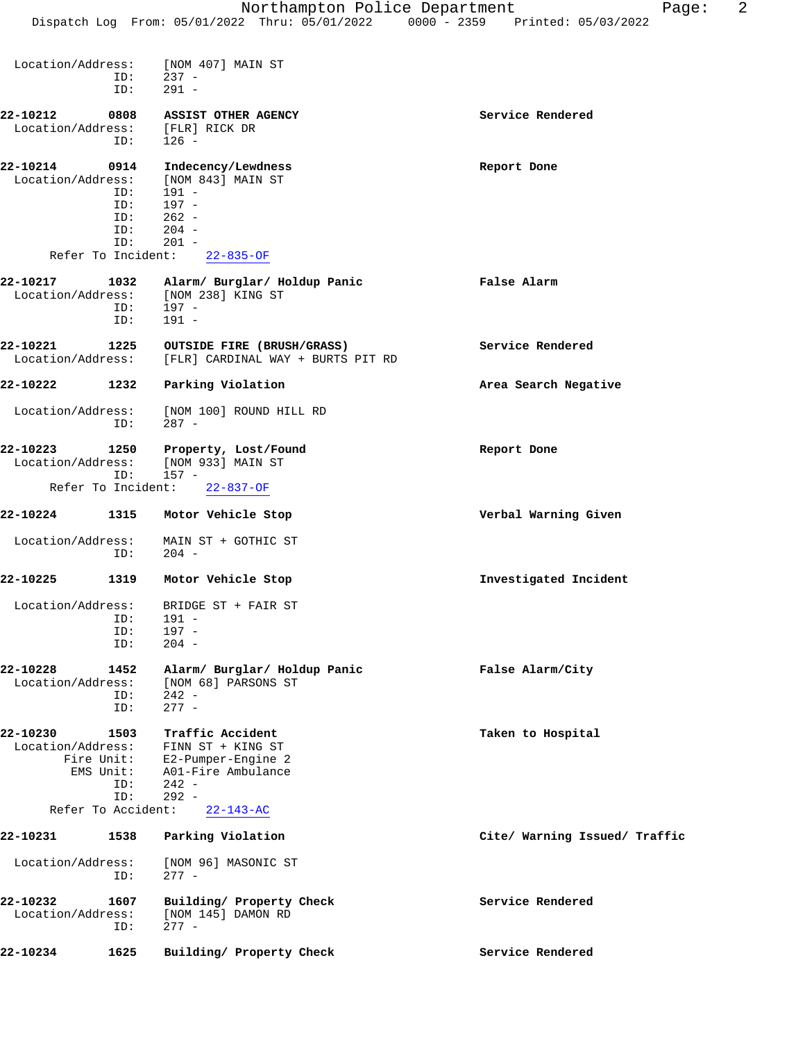```
Location/Address:    [NOM 407] MAIN ST
              ID:    237 -
              ID:    291 -

22-10212        0808    ASSIST OTHER AGENCY                          Service Rendered
 Location/Address:    [FLR] RICK DR
              ID:    126 -

22-10214        0914    Indecency/Lewdness                           Report Done
 Location/Address:    [NOM 843] MAIN ST
              ID:    191 -
              ID:    197 -
              ID:    262 -
              ID:    204 -
              ID:    201 -
       Refer To Incident:    22-835-OF

22-10217        1032    Alarm/ Burglar/ Holdup Panic                 False Alarm
 Location/Address:    [NOM 238] KING ST
              ID:    197 -
              ID:    191 -

22-10221        1225    OUTSIDE FIRE (BRUSH/GRASS)                   Service Rendered
 Location/Address:    [FLR] CARDINAL WAY + BURTS PIT RD

22-10222        1232    Parking Violation                            Area Search Negative

 Location/Address:    [NOM 100] ROUND HILL RD
              ID:    287 -

22-10223        1250    Property, Lost/Found                         Report Done
 Location/Address:    [NOM 933] MAIN ST
              ID:    157 -
       Refer To Incident:    22-837-OF

22-10224        1315    Motor Vehicle Stop                           Verbal Warning Given

 Location/Address:    MAIN ST + GOTHIC ST
              ID:    204 -

22-10225        1319    Motor Vehicle Stop                           Investigated Incident

 Location/Address:    BRIDGE ST + FAIR ST
              ID:    191 -
              ID:    197 -
              ID:    204 -

22-10228        1452    Alarm/ Burglar/ Holdup Panic                 False Alarm/City
 Location/Address:    [NOM 68] PARSONS ST
              ID:    242 -
              ID:    277 -

22-10230        1503    Traffic Accident                             Taken to Hospital
 Location/Address:    FINN ST + KING ST
        Fire Unit:    E2-Pumper-Engine 2
         EMS Unit:    A01-Fire Ambulance
              ID:    242 -
              ID:    292 -
       Refer To Accident:    22-143-AC

22-10231        1538    Parking Violation                            Cite/ Warning Issued/ Traffic

 Location/Address:    [NOM 96] MASONIC ST
              ID:    277 -

22-10232        1607    Building/ Property Check                     Service Rendered
 Location/Address:    [NOM 145] DAMON RD
              ID:    277 -

22-10234        1625    Building/ Property Check                     Service Rendered
```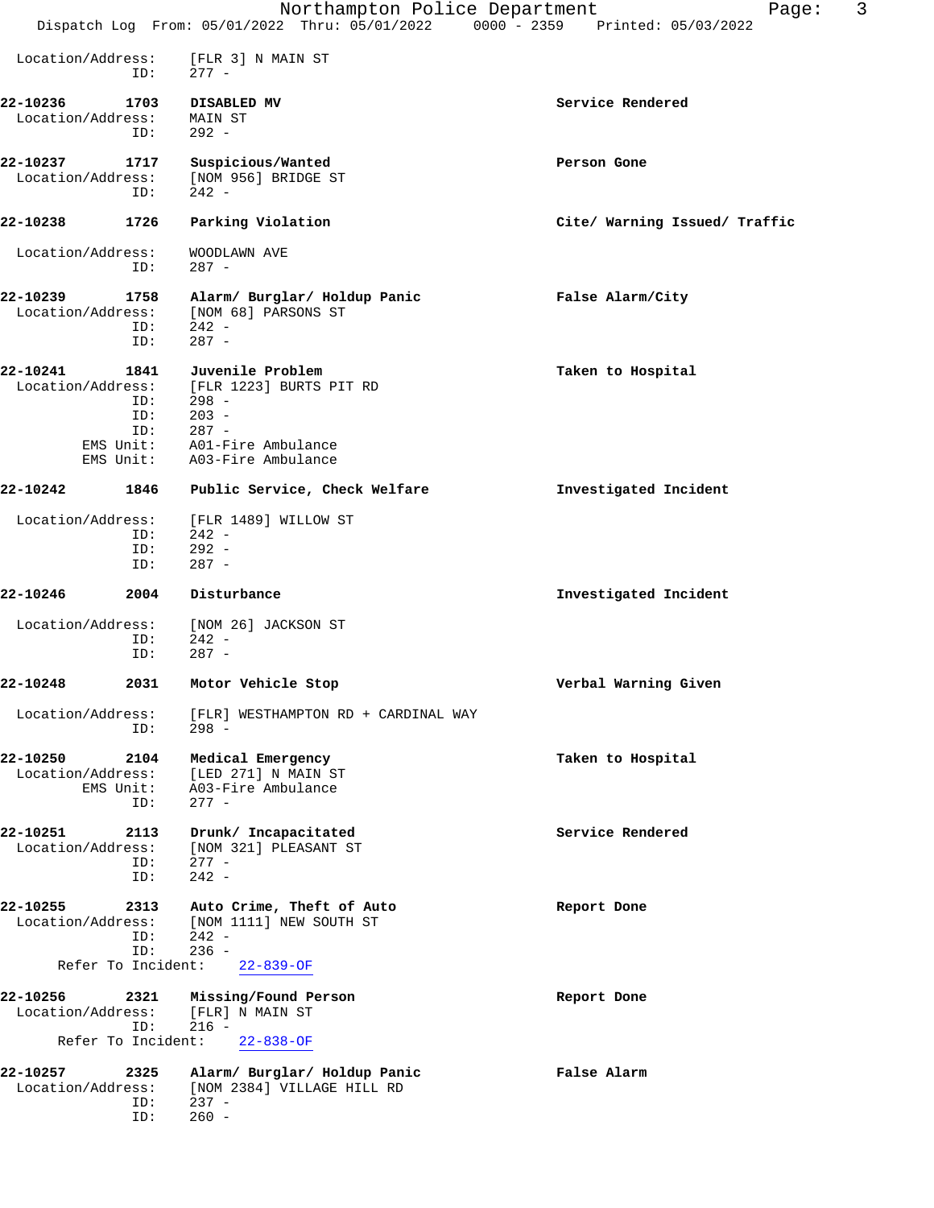Location/Address: [FLR 3] N MAIN ST
ID: 277 -

**22-10236 1703 DISABLED MV** — **Service Rendered**
Location/Address: MAIN ST
ID: 292 -

**22-10237 1717 Suspicious/Wanted** — **Person Gone**
Location/Address: [NOM 956] BRIDGE ST
ID: 242 -

**22-10238 1726 Parking Violation** — **Cite/ Warning Issued/ Traffic**
Location/Address: WOODLAWN AVE
ID: 287 -

**22-10239 1758 Alarm/ Burglar/ Holdup Panic** — **False Alarm/City**
Location/Address: [NOM 68] PARSONS ST
ID: 242 -
ID: 287 -

**22-10241 1841 Juvenile Problem** — **Taken to Hospital**
Location/Address: [FLR 1223] BURTS PIT RD
ID: 298 -
ID: 203 -
ID: 287 -
EMS Unit: A01-Fire Ambulance
EMS Unit: A03-Fire Ambulance

**22-10242 1846 Public Service, Check Welfare** — **Investigated Incident**
Location/Address: [FLR 1489] WILLOW ST
ID: 242 -
ID: 292 -
ID: 287 -

**22-10246 2004 Disturbance** — **Investigated Incident**
Location/Address: [NOM 26] JACKSON ST
ID: 242 -
ID: 287 -

**22-10248 2031 Motor Vehicle Stop** — **Verbal Warning Given**
Location/Address: [FLR] WESTHAMPTON RD + CARDINAL WAY
ID: 298 -

**22-10250 2104 Medical Emergency** — **Taken to Hospital**
Location/Address: [LED 271] N MAIN ST
EMS Unit: A03-Fire Ambulance
ID: 277 -

**22-10251 2113 Drunk/ Incapacitated** — **Service Rendered**
Location/Address: [NOM 321] PLEASANT ST
ID: 277 -
ID: 242 -

**22-10255 2313 Auto Crime, Theft of Auto** — **Report Done**
Location/Address: [NOM 1111] NEW SOUTH ST
ID: 242 -
ID: 236 -
Refer To Incident: 22-839-OF

**22-10256 2321 Missing/Found Person** — **Report Done**
Location/Address: [FLR] N MAIN ST
ID: 216 -
Refer To Incident: 22-838-OF

**22-10257 2325 Alarm/ Burglar/ Holdup Panic** — **False Alarm**
Location/Address: [NOM 2384] VILLAGE HILL RD
ID: 237 -
ID: 260 -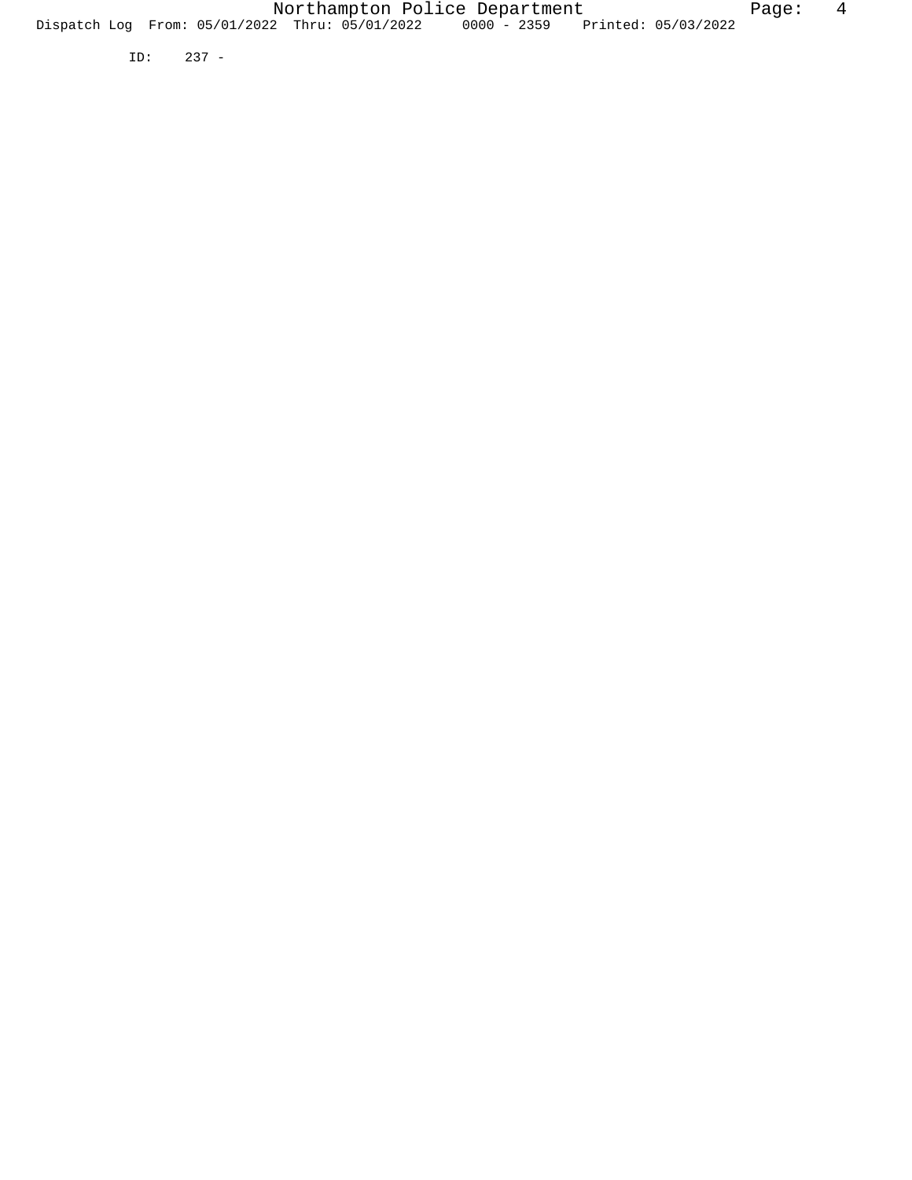ID: 237 -